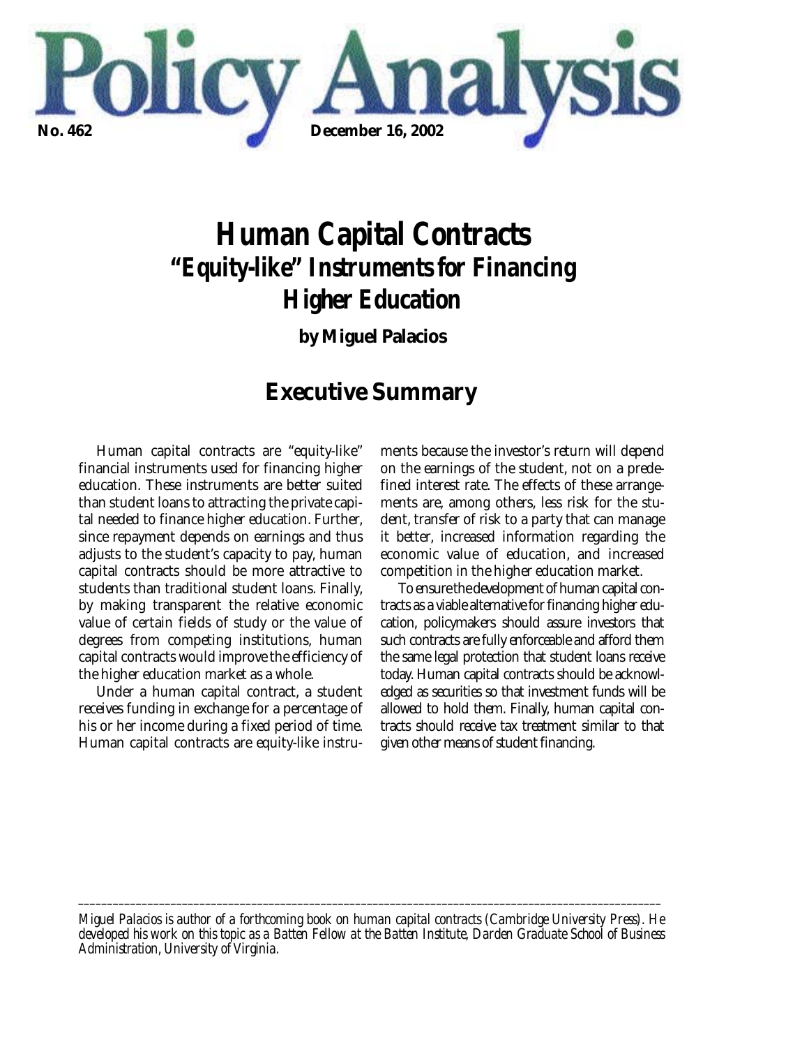# Policy Analysis

**No. 462** **December 16, 2002**

# Human Capital Contracts
## "Equity-like" Instruments for Financing Higher Education

**by Miguel Palacios**

## Executive Summary

Human capital contracts are "equity-like" financial instruments used for financing higher education. These instruments are better suited than student loans to attracting the private capital needed to finance higher education. Further, since repayment depends on earnings and thus adjusts to the student's capacity to pay, human capital contracts should be more attractive to students than traditional student loans. Finally, by making transparent the relative economic value of certain fields of study or the value of degrees from competing institutions, human capital contracts would improve the efficiency of the higher education market as a whole.

Under a human capital contract, a student receives funding in exchange for a percentage of his or her income during a fixed period of time. Human capital contracts are equity-like instruments because the investor's return will depend on the earnings of the student, not on a predefined interest rate. The effects of these arrangements are, among others, less risk for the student, transfer of risk to a party that can manage it better, increased information regarding the economic value of education, and increased competition in the higher education market.

To ensure the development of human capital contracts as a viable alternative for financing higher education, policymakers should assure investors that such contracts are fully enforceable and afford them the same legal protection that student loans receive today. Human capital contracts should be acknowledged as securities so that investment funds will be allowed to hold them. Finally, human capital contracts should receive tax treatment similar to that given other means of student financing.

---

*Miguel Palacios is author of a forthcoming book on human capital contracts (Cambridge University Press). He developed his work on this topic as a Batten Fellow at the Batten Institute, Darden Graduate School of Business Administration, University of Virginia.*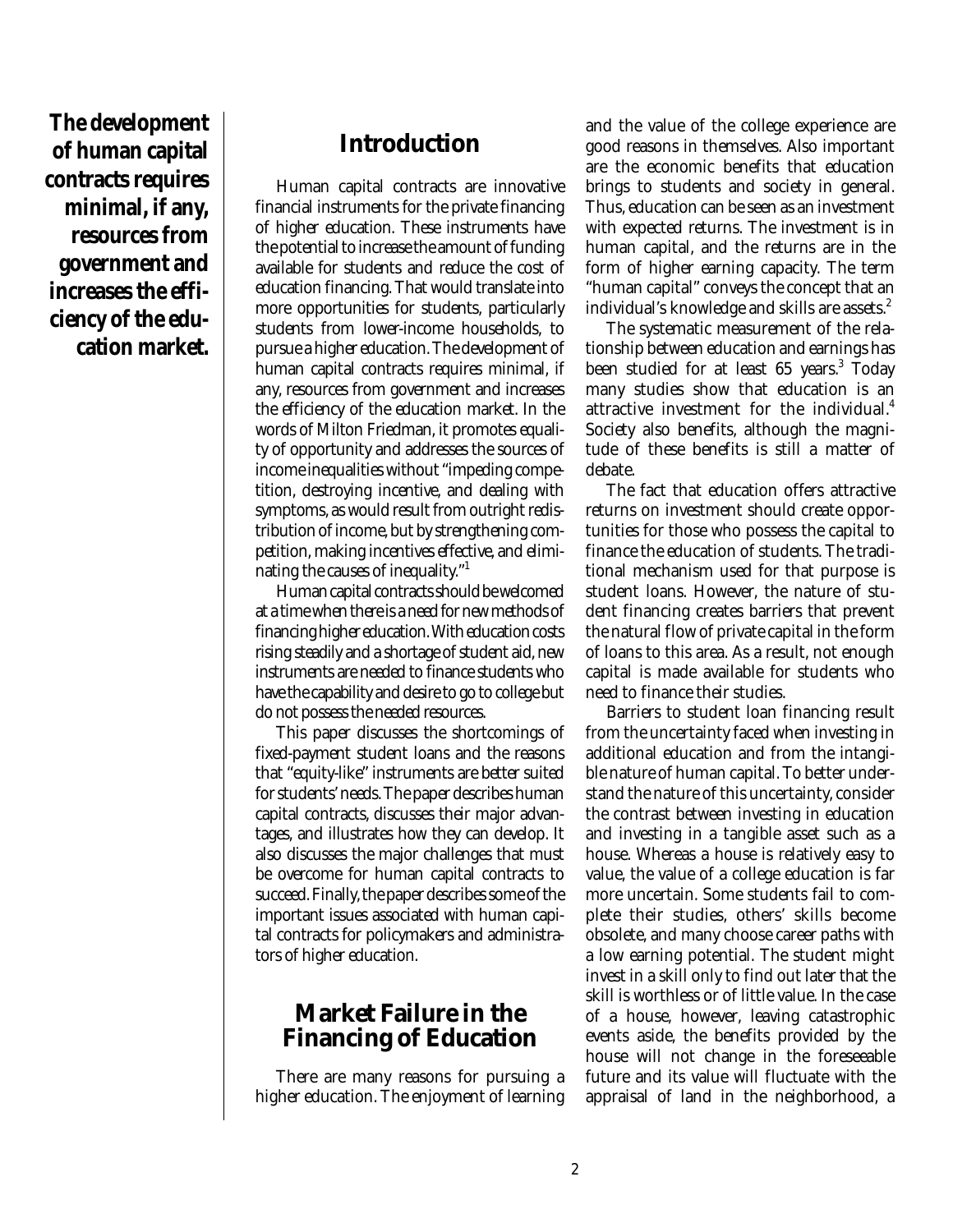**The development of human capital contracts requires minimal, if any, resources from government and increases the efficiency of the education market.**

## Introduction

Human capital contracts are innovative financial instruments for the private financing of higher education. These instruments have the potential to increase the amount of funding available for students and reduce the cost of education financing. That would translate into more opportunities for students, particularly students from lower-income households, to pursue a higher education. The development of human capital contracts requires minimal, if any, resources from government and increases the efficiency of the education market. In the words of Milton Friedman, it promotes equality of opportunity and addresses the sources of income inequalities without "impeding competition, destroying incentive, and dealing with symptoms, as would result from outright redistribution of income, but by strengthening competition, making incentives effective, and eliminating the causes of inequality."[1]

Human capital contracts should be welcomed at a time when there is a need for new methods of financing higher education. With education costs rising steadily and a shortage of student aid, new instruments are needed to finance students who have the capability and desire to go to college but do not possess the needed resources.

This paper discusses the shortcomings of fixed-payment student loans and the reasons that "equity-like" instruments are better suited for students' needs. The paper describes human capital contracts, discusses their major advantages, and illustrates how they can develop. It also discusses the major challenges that must be overcome for human capital contracts to succeed. Finally, the paper describes some of the important issues associated with human capital contracts for policymakers and administrators of higher education.

## Market Failure in the Financing of Education

There are many reasons for pursuing a higher education. The enjoyment of learning and the value of the college experience are good reasons in themselves. Also important are the economic benefits that education brings to students and society in general. Thus, education can be seen as an investment with expected returns. The investment is in human capital, and the returns are in the form of higher earning capacity. The term "human capital" conveys the concept that an individual's knowledge and skills are assets.[2]

The systematic measurement of the relationship between education and earnings has been studied for at least 65 years.[3] Today many studies show that education is an attractive investment for the individual.[4] Society also benefits, although the magnitude of these benefits is still a matter of debate.

The fact that education offers attractive returns on investment should create opportunities for those who possess the capital to finance the education of students. The traditional mechanism used for that purpose is student loans. However, the nature of student financing creates barriers that prevent the natural flow of private capital in the form of loans to this area. As a result, not enough capital is made available for students who need to finance their studies.

Barriers to student loan financing result from the uncertainty faced when investing in additional education and from the intangible nature of human capital. To better understand the nature of this uncertainty, consider the contrast between investing in education and investing in a tangible asset such as a house. Whereas a house is relatively easy to value, the value of a college education is far more uncertain. Some students fail to complete their studies, others' skills become obsolete, and many choose career paths with a low earning potential. The student might invest in a skill only to find out later that the skill is worthless or of little value. In the case of a house, however, leaving catastrophic events aside, the benefits provided by the house will not change in the foreseeable future and its value will fluctuate with the appraisal of land in the neighborhood, a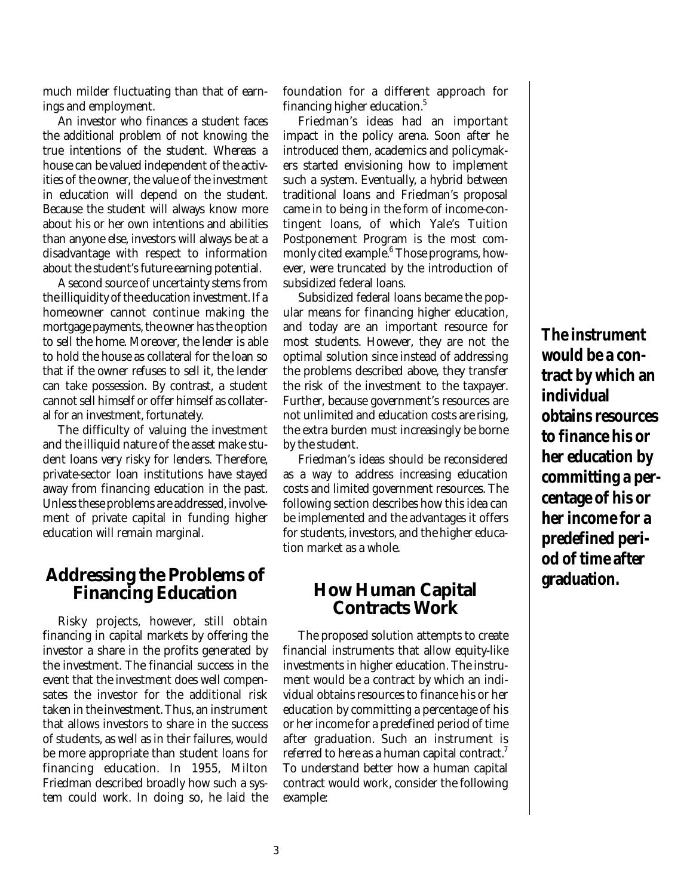much milder fluctuating than that of earnings and employment.

An investor who finances a student faces the additional problem of not knowing the true intentions of the student. Whereas a house can be valued independent of the activities of the owner, the value of the investment in education will depend on the student. Because the student will always know more about his or her own intentions and abilities than anyone else, investors will always be at a disadvantage with respect to information about the student's future earning potential.

A second source of uncertainty stems from the illiquidity of the education investment. If a homeowner cannot continue making the mortgage payments, the owner has the option to sell the home. Moreover, the lender is able to hold the house as collateral for the loan so that if the owner refuses to sell it, the lender can take possession. By contrast, a student cannot sell himself or offer himself as collateral for an investment, fortunately.

The difficulty of valuing the investment and the illiquid nature of the asset make student loans very risky for lenders. Therefore, private-sector loan institutions have stayed away from financing education in the past. Unless these problems are addressed, involvement of private capital in funding higher education will remain marginal.

## Addressing the Problems of Financing Education

Risky projects, however, still obtain financing in capital markets by offering the investor a share in the profits generated by the investment. The financial success in the event that the investment does well compensates the investor for the additional risk taken in the investment. Thus, an instrument that allows investors to share in the success of students, as well as in their failures, would be more appropriate than student loans for financing education. In 1955, Milton Friedman described broadly how such a system could work. In doing so, he laid the foundation for a different approach for financing higher education.[5]

Friedman's ideas had an important impact in the policy arena. Soon after he introduced them, academics and policymakers started envisioning how to implement such a system. Eventually, a hybrid between traditional loans and Friedman's proposal came in to being in the form of income-contingent loans, of which Yale's Tuition Postponement Program is the most commonly cited example.[6] Those programs, however, were truncated by the introduction of subsidized federal loans.

Subsidized federal loans became the popular means for financing higher education, and today are an important resource for most students. However, they are not the optimal solution since instead of addressing the problems described above, they transfer the risk of the investment to the taxpayer. Further, because government's resources are not unlimited and education costs are rising, the extra burden must increasingly be borne by the student.

Friedman's ideas should be reconsidered as a way to address increasing education costs and limited government resources. The following section describes how this idea can be implemented and the advantages it offers for students, investors, and the higher education market as a whole.

## How Human Capital Contracts Work

The proposed solution attempts to create financial instruments that allow equity-like investments in higher education. The instrument would be a contract by which an individual obtains resources to finance his or her education by committing a percentage of his or her income for a predefined period of time after graduation. Such an instrument is referred to here as a human capital contract.[7] To understand better how a human capital contract would work, consider the following example:

**The instrument would be a contract by which an individual obtains resources to finance his or her education by committing a percentage of his or her income for a predefined period of time after graduation.**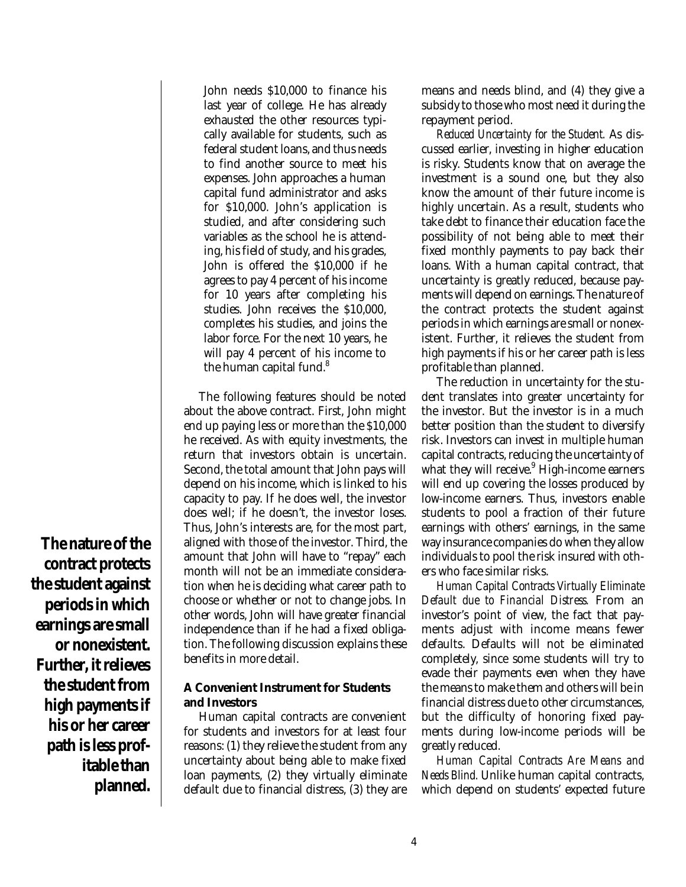> John needs $10,000 to finance his last year of college. He has already exhausted the other resources typically available for students, such as federal student loans, and thus needs to find another source to meet his expenses. John approaches a human capital fund administrator and asks for $10,000. John's application is studied, and after considering such variables as the school he is attending, his field of study, and his grades, John is offered the $10,000 if he agrees to pay 4 percent of his income for 10 years after completing his studies. John receives the $10,000, completes his studies, and joins the labor force. For the next 10 years, he will pay 4 percent of his income to the human capital fund.[8]

The following features should be noted about the above contract. First, John might end up paying less or more than the $10,000 he received. As with equity investments, the return that investors obtain is uncertain. Second, the total amount that John pays will depend on his income, which is linked to his capacity to pay. If he does well, the investor does well; if he doesn't, the investor loses. Thus, John's interests are, for the most part, aligned with those of the investor. Third, the amount that John will have to "repay" each month will not be an immediate consideration when he is deciding what career path to choose or whether or not to change jobs. In other words, John will have greater financial independence than if he had a fixed obligation. The following discussion explains these benefits in more detail.

**The nature of the contract protects the student against periods in which earnings are small or nonexistent. Further, it relieves the student from high payments if his or her career path is less profitable than planned.**

### A Convenient Instrument for Students and Investors

Human capital contracts are convenient for students and investors for at least four reasons: (1) they relieve the student from any uncertainty about being able to make fixed loan payments, (2) they virtually eliminate default due to financial distress, (3) they are means and needs blind, and (4) they give a subsidy to those who most need it during the repayment period.

*Reduced Uncertainty for the Student.* As discussed earlier, investing in higher education is risky. Students know that on average the investment is a sound one, but they also know the amount of their future income is highly uncertain. As a result, students who take debt to finance their education face the possibility of not being able to meet their fixed monthly payments to pay back their loans. With a human capital contract, that uncertainty is greatly reduced, because payments will depend on earnings. The nature of the contract protects the student against periods in which earnings are small or nonexistent. Further, it relieves the student from high payments if his or her career path is less profitable than planned.

The reduction in uncertainty for the student translates into greater uncertainty for the investor. But the investor is in a much better position than the student to diversify risk. Investors can invest in multiple human capital contracts, reducing the uncertainty of what they will receive.[9] High-income earners will end up covering the losses produced by low-income earners. Thus, investors enable students to pool a fraction of their future earnings with others' earnings, in the same way insurance companies do when they allow individuals to pool the risk insured with others who face similar risks.

*Human Capital Contracts Virtually Eliminate Default due to Financial Distress.* From an investor's point of view, the fact that payments adjust with income means fewer defaults. Defaults will not be eliminated completely, since some students will try to evade their payments even when they have the means to make them and others will be in financial distress due to other circumstances, but the difficulty of honoring fixed payments during low-income periods will be greatly reduced.

*Human Capital Contracts Are Means and Needs Blind.* Unlike human capital contracts, which depend on students' expected future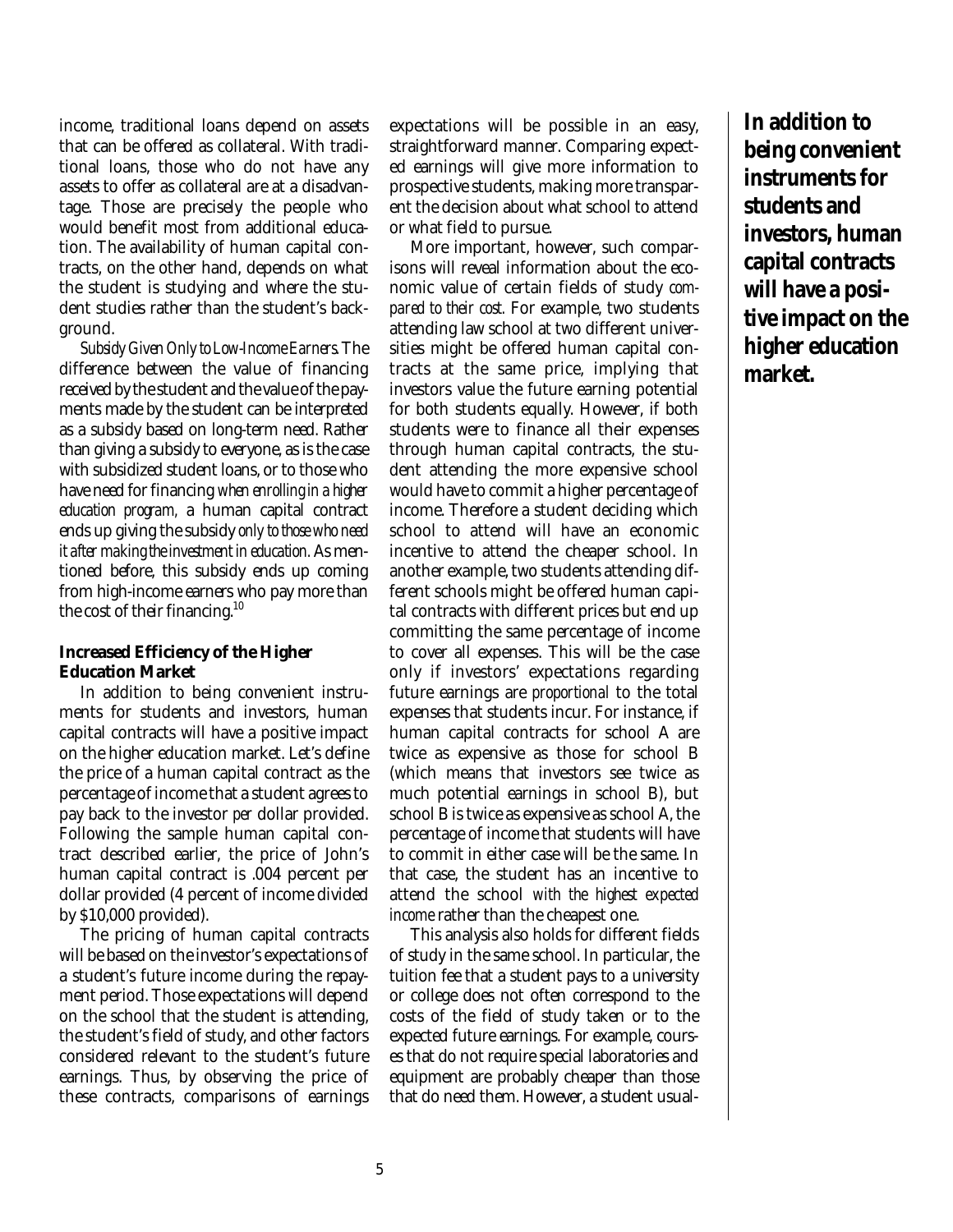income, traditional loans depend on assets that can be offered as collateral. With traditional loans, those who do not have any assets to offer as collateral are at a disadvantage. Those are precisely the people who would benefit most from additional education. The availability of human capital contracts, on the other hand, depends on what the student is studying and where the student studies rather than the student's background.

*Subsidy Given Only to Low-Income Earners.* The difference between the value of financing received by the student and the value of the payments made by the student can be interpreted as a subsidy based on long-term need. Rather than giving a subsidy to everyone, as is the case with subsidized student loans, or to those who have need for financing *when enrolling in a higher education program,* a human capital contract ends up giving the subsidy *only to those who need it after making the investment in education.* As mentioned before, this subsidy ends up coming from high-income earners who pay more than the cost of their financing.[10]

### Increased Efficiency of the Higher Education Market

In addition to being convenient instruments for students and investors, human capital contracts will have a positive impact on the higher education market. Let's define the price of a human capital contract as the percentage of income that a student agrees to pay back to the investor *per* dollar provided. Following the sample human capital contract described earlier, the price of John's human capital contract is .004 percent per dollar provided (4 percent of income divided by $10,000 provided).

The pricing of human capital contracts will be based on the investor's expectations of a student's future income during the repayment period. Those expectations will depend on the school that the student is attending, the student's field of study, and other factors considered relevant to the student's future earnings. Thus, by observing the price of these contracts, comparisons of earnings expectations will be possible in an easy, straightforward manner. Comparing expected earnings will give more information to prospective students, making more transparent the decision about what school to attend or what field to pursue.

More important, however, such comparisons will reveal information about the economic value of certain fields of study *compared to their cost.* For example, two students attending law school at two different universities might be offered human capital contracts at the same price, implying that investors value the future earning potential for both students equally. However, if both students were to finance all their expenses through human capital contracts, the student attending the more expensive school would have to commit a higher percentage of income. Therefore a student deciding which school to attend will have an economic incentive to attend the cheaper school. In another example, two students attending different schools might be offered human capital contracts with different prices but end up committing the same percentage of income to cover all expenses. This will be the case only if investors' expectations regarding future earnings are *proportional* to the total expenses that students incur. For instance, if human capital contracts for school A are twice as expensive as those for school B (which means that investors see twice as much potential earnings in school B), but school B is twice as expensive as school A, the percentage of income that students will have to commit in either case will be the same. In that case, the student has an incentive to attend the school *with the highest expected income* rather than the cheapest one.

This analysis also holds for different fields of study in the same school. In particular, the tuition fee that a student pays to a university or college does not often correspond to the costs of the field of study taken or to the expected future earnings. For example, courses that do not require special laboratories and equipment are probably cheaper than those that do need them. However, a student usual-

**In addition to being convenient instruments for students and investors, human capital contracts will have a positive impact on the higher education market.**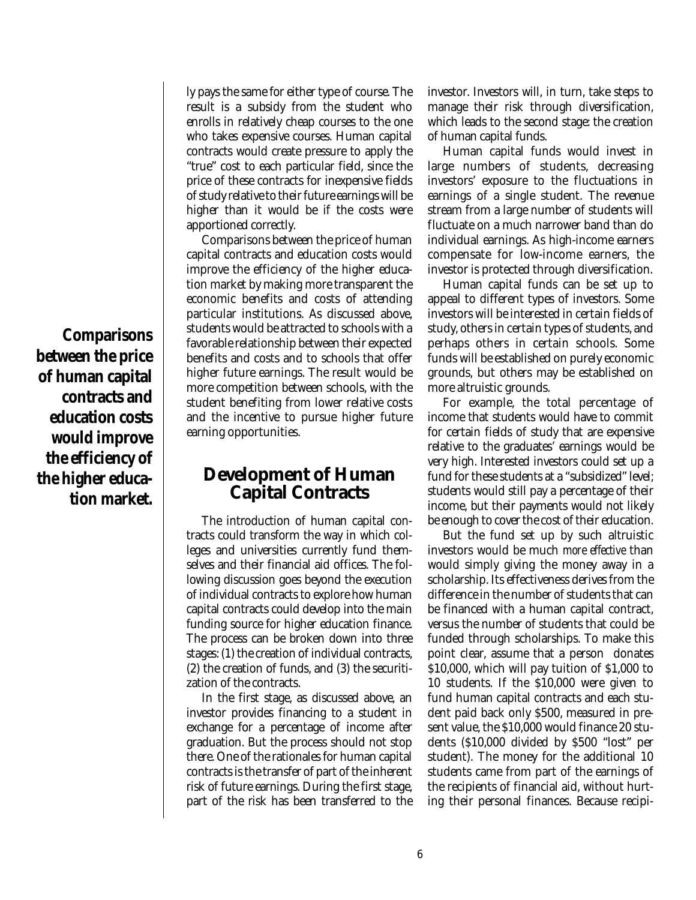ly pays the same for either type of course. The result is a subsidy from the student who enrolls in relatively cheap courses to the one who takes expensive courses. Human capital contracts would create pressure to apply the "true" cost to each particular field, since the price of these contracts for inexpensive fields of study relative to their future earnings will be higher than it would be if the costs were apportioned correctly.

Comparisons between the price of human capital contracts and education costs would improve the efficiency of the higher education market by making more transparent the economic benefits and costs of attending particular institutions. As discussed above, students would be attracted to schools with a favorable relationship between their expected benefits and costs and to schools that offer higher future earnings. The result would be more competition between schools, with the student benefiting from lower relative costs and the incentive to pursue higher future earning opportunities.

**Comparisons between the price of human capital contracts and education costs would improve the efficiency of the higher education market.**

## Development of Human Capital Contracts

The introduction of human capital contracts could transform the way in which colleges and universities currently fund themselves and their financial aid offices. The following discussion goes beyond the execution of individual contracts to explore how human capital contracts could develop into the main funding source for higher education finance. The process can be broken down into three stages: (1) the creation of individual contracts, (2) the creation of funds, and (3) the securitization of the contracts.

In the first stage, as discussed above, an investor provides financing to a student in exchange for a percentage of income after graduation. But the process should not stop there. One of the rationales for human capital contracts is the transfer of part of the inherent risk of future earnings. During the first stage, part of the risk has been transferred to the investor. Investors will, in turn, take steps to manage their risk through diversification, which leads to the second stage: the creation of human capital funds.

Human capital funds would invest in large numbers of students, decreasing investors' exposure to the fluctuations in earnings of a single student. The revenue stream from a large number of students will fluctuate on a much narrower band than do individual earnings. As high-income earners compensate for low-income earners, the investor is protected through diversification.

Human capital funds can be set up to appeal to different types of investors. Some investors will be interested in certain fields of study, others in certain types of students, and perhaps others in certain schools. Some funds will be established on purely economic grounds, but others may be established on more altruistic grounds.

For example, the total percentage of income that students would have to commit for certain fields of study that are expensive relative to the graduates' earnings would be very high. Interested investors could set up a fund for these students at a "subsidized" level; students would still pay a percentage of their income, but their payments would not likely be enough to cover the cost of their education.

But the fund set up by such altruistic investors would be much *more effective* than would simply giving the money away in a scholarship. Its effectiveness derives from the difference in the number of students that can be financed with a human capital contract, versus the number of students that could be funded through scholarships. To make this point clear, assume that a person donates $10,000, which will pay tuition of $1,000 to 10 students. If the $10,000 were given to fund human capital contracts and each student paid back only $500, measured in present value, the $10,000 would finance 20 students ($10,000 divided by $500 "lost" per student). The money for the additional 10 students came from part of the earnings of the recipients of financial aid, without hurting their personal finances. Because recipi-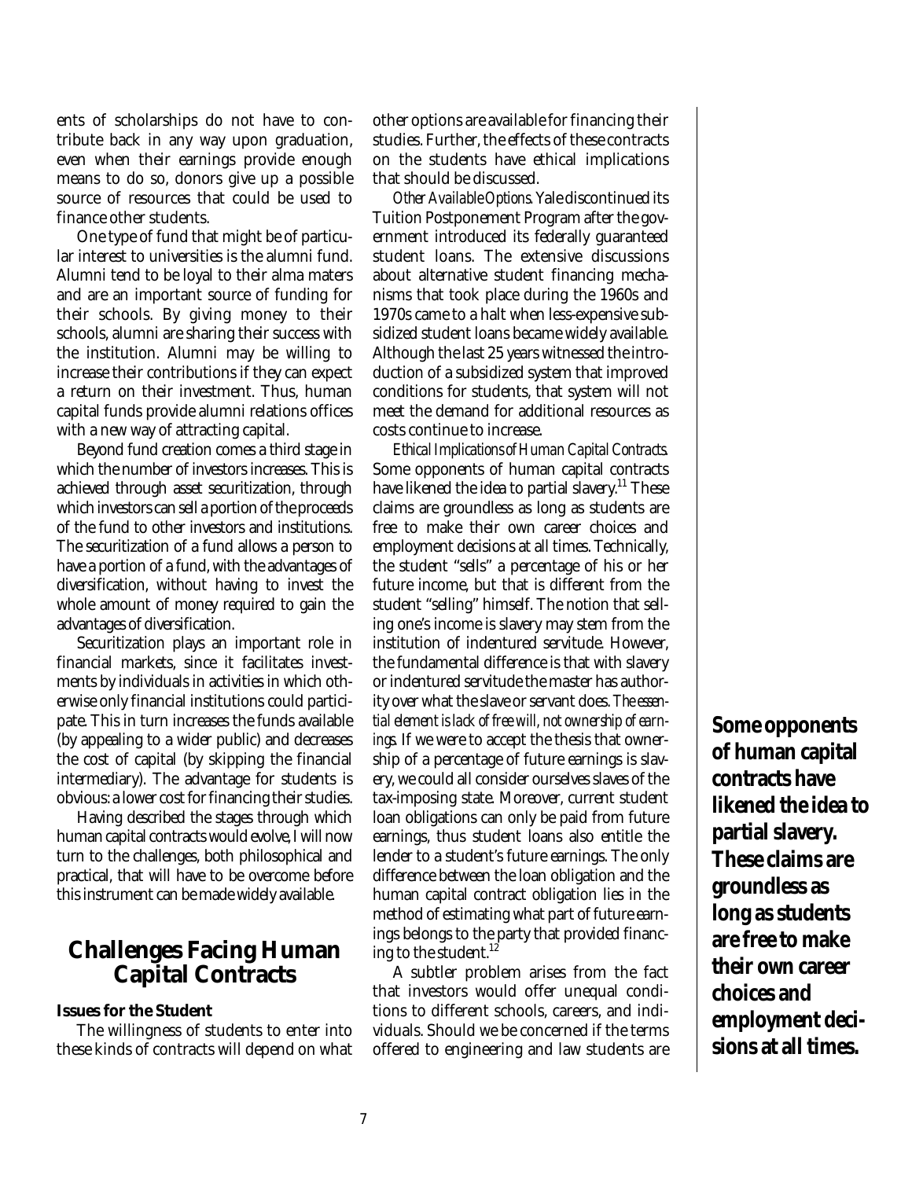ents of scholarships do not have to contribute back in any way upon graduation, even when their earnings provide enough means to do so, donors give up a possible source of resources that could be used to finance other students.

One type of fund that might be of particular interest to universities is the alumni fund. Alumni tend to be loyal to their alma maters and are an important source of funding for their schools. By giving money to their schools, alumni are sharing their success with the institution. Alumni may be willing to increase their contributions if they can expect a return on their investment. Thus, human capital funds provide alumni relations offices with a new way of attracting capital.

Beyond fund creation comes a third stage in which the number of investors increases. This is achieved through asset securitization, through which investors can sell a portion of the proceeds of the fund to other investors and institutions. The securitization of a fund allows a person to have a portion of a fund, with the advantages of diversification, without having to invest the whole amount of money required to gain the advantages of diversification.

Securitization plays an important role in financial markets, since it facilitates investments by individuals in activities in which otherwise only financial institutions could participate. This in turn increases the funds available (by appealing to a wider public) and decreases the cost of capital (by skipping the financial intermediary). The advantage for students is obvious: a lower cost for financing their studies.

Having described the stages through which human capital contracts would evolve, I will now turn to the challenges, both philosophical and practical, that will have to be overcome before this instrument can be made widely available.

## Challenges Facing Human Capital Contracts

### Issues for the Student

The willingness of students to enter into these kinds of contracts will depend on what other options are available for financing their studies. Further, the effects of these contracts on the students have ethical implications that should be discussed.

*Other Available Options.* Yale discontinued its Tuition Postponement Program after the government introduced its federally guaranteed student loans. The extensive discussions about alternative student financing mechanisms that took place during the 1960s and 1970s came to a halt when less-expensive subsidized student loans became widely available. Although the last 25 years witnessed the introduction of a subsidized system that improved conditions for students, that system will not meet the demand for additional resources as costs continue to increase.

*Ethical Implications of Human Capital Contracts.* Some opponents of human capital contracts have likened the idea to partial slavery.[11] These claims are groundless as long as students are free to make their own career choices and employment decisions at all times. Technically, the student "sells" a percentage of his or her future income, but that is different from the student "selling" himself. The notion that selling one's income is slavery may stem from the institution of indentured servitude. However, the fundamental difference is that with slavery or indentured servitude the master has authority over what the slave or servant does. *The essential element is lack of free will, not ownership of earnings.* If we were to accept the thesis that ownership of a percentage of future earnings is slavery, we could all consider ourselves slaves of the tax-imposing state. Moreover, current student loan obligations can only be paid from future earnings, thus student loans also entitle the lender to a student's future earnings. The only difference between the loan obligation and the human capital contract obligation lies in the method of estimating what part of future earnings belongs to the party that provided financing to the student.[12]

A subtler problem arises from the fact that investors would offer unequal conditions to different schools, careers, and individuals. Should we be concerned if the terms offered to engineering and law students are

**Some opponents of human capital contracts have likened the idea to partial slavery. These claims are groundless as long as students are free to make their own career choices and employment decisions at all times.**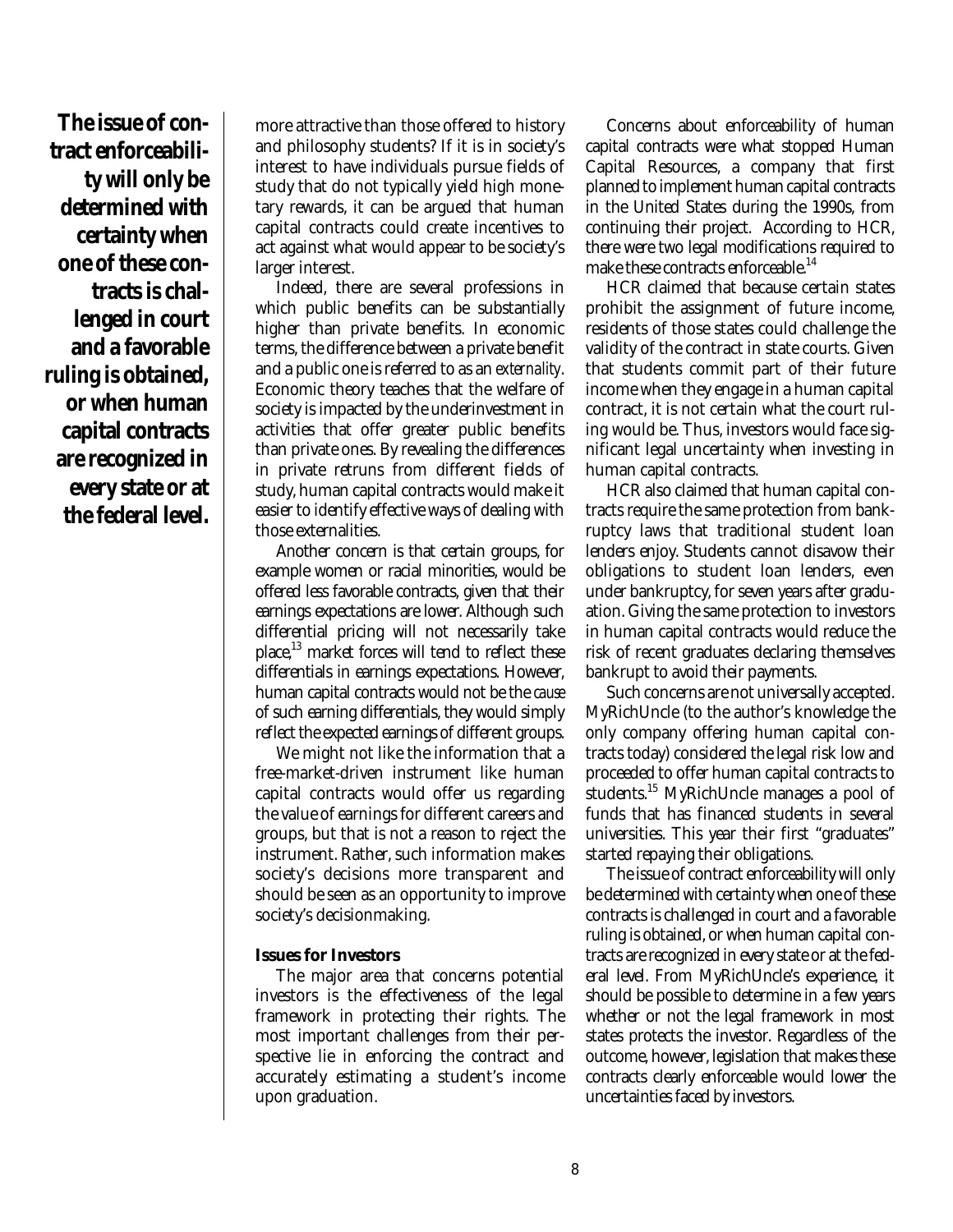**The issue of contract enforceability will only be determined with certainty when one of these contracts is challenged in court and a favorable ruling is obtained, or when human capital contracts are recognized in every state or at the federal level.**

more attractive than those offered to history and philosophy students? If it is in society's interest to have individuals pursue fields of study that do not typically yield high monetary rewards, it can be argued that human capital contracts could create incentives to act against what would appear to be society's larger interest.

Indeed, there are several professions in which public benefits can be substantially higher than private benefits. In economic terms, the difference between a private benefit and a public one is referred to as an *externality*. Economic theory teaches that the welfare of society is impacted by the underinvestment in activities that offer greater public benefits than private ones. By revealing the differences in private retruns from different fields of study, human capital contracts would make it easier to identify effective ways of dealing with those externalities.

Another concern is that certain groups, for example women or racial minorities, would be offered less favorable contracts, given that their earnings expectations are lower. Although such differential pricing will not necessarily take place,[13] market forces will tend to reflect these differentials in earnings expectations. However, human capital contracts would not be the *cause* of such earning differentials, they would simply reflect the expected earnings of different groups.

We might not like the information that a free-market-driven instrument like human capital contracts would offer us regarding the value of earnings for different careers and groups, but that is not a reason to reject the instrument. Rather, such information makes society's decisions more transparent and should be seen as an opportunity to improve society's decisionmaking.

### Issues for Investors

The major area that concerns potential investors is the effectiveness of the legal framework in protecting their rights. The most important challenges from their perspective lie in enforcing the contract and accurately estimating a student's income upon graduation.

Concerns about enforceability of human capital contracts were what stopped Human Capital Resources, a company that first planned to implement human capital contracts in the United States during the 1990s, from continuing their project. According to HCR, there were two legal modifications required to make these contracts enforceable.[14]

HCR claimed that because certain states prohibit the assignment of future income, residents of those states could challenge the validity of the contract in state courts. Given that students commit part of their future income when they engage in a human capital contract, it is not certain what the court ruling would be. Thus, investors would face significant legal uncertainty when investing in human capital contracts.

HCR also claimed that human capital contracts require the same protection from bankruptcy laws that traditional student loan lenders enjoy. Students cannot disavow their obligations to student loan lenders, even under bankruptcy, for seven years after graduation. Giving the same protection to investors in human capital contracts would reduce the risk of recent graduates declaring themselves bankrupt to avoid their payments.

Such concerns are not universally accepted. MyRichUncle (to the author's knowledge the only company offering human capital contracts today) considered the legal risk low and proceeded to offer human capital contracts to students.[15] MyRichUncle manages a pool of funds that has financed students in several universities. This year their first "graduates" started repaying their obligations.

The issue of contract enforceability will only be determined with certainty when one of these contracts is challenged in court and a favorable ruling is obtained, or when human capital contracts are recognized in every state or at the federal level. From MyRichUncle's experience, it should be possible to determine in a few years whether or not the legal framework in most states protects the investor. Regardless of the outcome, however, legislation that makes these contracts clearly enforceable would lower the uncertainties faced by investors.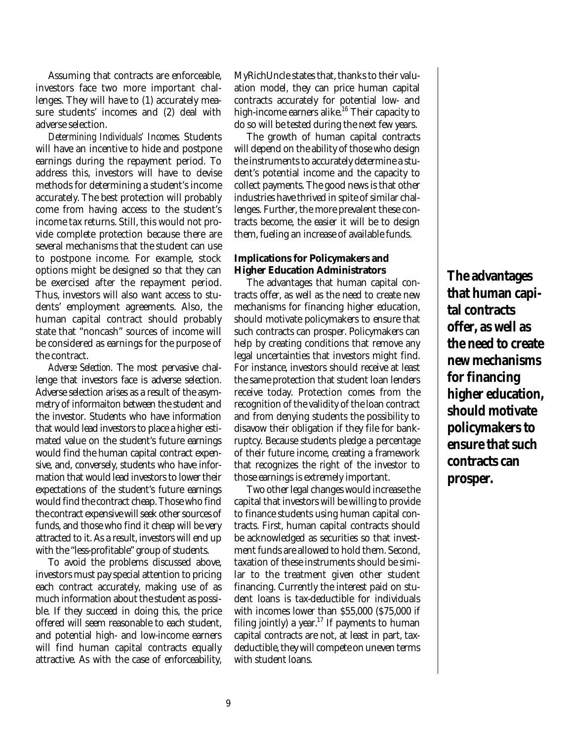Assuming that contracts are enforceable, investors face two more important challenges. They will have to (1) accurately measure students' incomes and (2) deal with adverse selection.

*Determining Individuals' Incomes.* Students will have an incentive to hide and postpone earnings during the repayment period. To address this, investors will have to devise methods for determining a student's income accurately. The best protection will probably come from having access to the student's income tax returns. Still, this would not provide complete protection because there are several mechanisms that the student can use to postpone income. For example, stock options might be designed so that they can be exercised after the repayment period. Thus, investors will also want access to students' employment agreements. Also, the human capital contract should probably state that "noncash" sources of income will be considered as earnings for the purpose of the contract.

*Adverse Selection.* The most pervasive challenge that investors face is adverse selection. Adverse selection arises as a result of the asymmetry of informaiton between the student and the investor. Students who have information that would lead investors to place a higher estimated value on the student's future earnings would find the human capital contract expensive, and, conversely, students who have information that would lead investors to lower their expectations of the student's future earnings would find the contract cheap. Those who find the contract expensive will seek other sources of funds, and those who find it cheap will be very attracted to it. As a result, investors will end up with the "less-profitable" group of students.

To avoid the problems discussed above, investors must pay special attention to pricing each contract accurately, making use of as much information about the student as possible. If they succeed in doing this, the price offered will seem reasonable to each student, and potential high- and low-income earners will find human capital contracts equally attractive. As with the case of enforceability, MyRichUncle states that, thanks to their valuation model, they can price human capital contracts accurately for potential low- and high-income earners alike.[16] Their capacity to do so will be tested during the next few years.

The growth of human capital contracts will depend on the ability of those who design the instruments to accurately determine a student's potential income and the capacity to collect payments. The good news is that other industries have thrived in spite of similar challenges. Further, the more prevalent these contracts become, the easier it will be to design them, fueling an increase of available funds.

### Implications for Policymakers and Higher Education Administrators

The advantages that human capital contracts offer, as well as the need to create new mechanisms for financing higher education, should motivate policymakers to ensure that such contracts can prosper. Policymakers can help by creating conditions that remove any legal uncertainties that investors might find. For instance, investors should receive at least the same protection that student loan lenders receive today. Protection comes from the recognition of the validity of the loan contract and from denying students the possibility to disavow their obligation if they file for bankruptcy. Because students pledge a percentage of their future income, creating a framework that recognizes the right of the investor to those earnings is extremely important.

Two other legal changes would increase the capital that investors will be willing to provide to finance students using human capital contracts. First, human capital contracts should be acknowledged as securities so that investment funds are allowed to hold them. Second, taxation of these instruments should be similar to the treatment given other student financing. Currently the interest paid on student loans is tax-deductible for individuals with incomes lower than $55,000 ($75,000 if filing jointly) a year.[17] If payments to human capital contracts are not, at least in part, tax-deductible, they will compete on uneven terms with student loans.

**The advantages that human capital contracts offer, as well as the need to create new mechanisms for financing higher education, should motivate policymakers to ensure that such contracts can prosper.**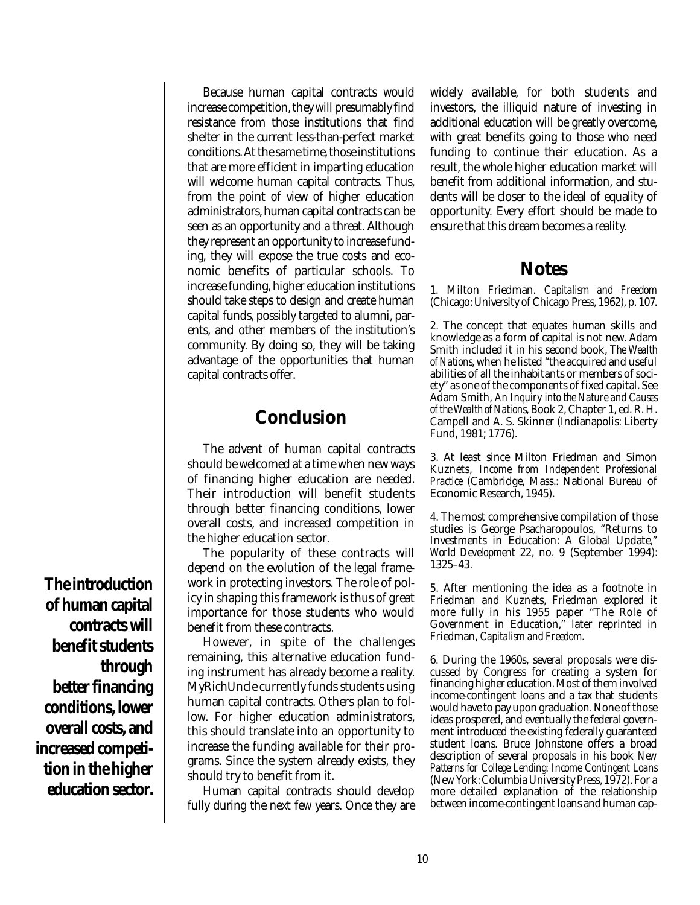Because human capital contracts would increase competition, they will presumably find resistance from those institutions that find shelter in the current less-than-perfect market conditions. At the same time, those institutions that are more efficient in imparting education will welcome human capital contracts. Thus, from the point of view of higher education administrators, human capital contracts can be seen as an opportunity and a threat. Although they represent an opportunity to increase funding, they will expose the true costs and economic benefits of particular schools. To increase funding, higher education institutions should take steps to design and create human capital funds, possibly targeted to alumni, parents, and other members of the institution's community. By doing so, they will be taking advantage of the opportunities that human capital contracts offer.

## Conclusion

The advent of human capital contracts should be welcomed at a time when new ways of financing higher education are needed. Their introduction will benefit students through better financing conditions, lower overall costs, and increased competition in the higher education sector.

**The introduction of human capital contracts will benefit students through better financing conditions, lower overall costs, and increased competition in the higher education sector.**

The popularity of these contracts will depend on the evolution of the legal framework in protecting investors. The role of policy in shaping this framework is thus of great importance for those students who would benefit from these contracts.

However, in spite of the challenges remaining, this alternative education funding instrument has already become a reality. MyRichUncle currently funds students using human capital contracts. Others plan to follow. For higher education administrators, this should translate into an opportunity to increase the funding available for their programs. Since the system already exists, they should try to benefit from it.

Human capital contracts should develop fully during the next few years. Once they are widely available, for both students and investors, the illiquid nature of investing in additional education will be greatly overcome, with great benefits going to those who need funding to continue their education. As a result, the whole higher education market will benefit from additional information, and students will be closer to the ideal of equality of opportunity. Every effort should be made to ensure that this dream becomes a reality.

## Notes

1. Milton Friedman. *Capitalism and Freedom* (Chicago: University of Chicago Press, 1962), p. 107.

2. The concept that equates human skills and knowledge as a form of capital is not new. Adam Smith included it in his second book, *The Wealth of Nations*, when he listed "the acquired and useful abilities of all the inhabitants or members of society" as one of the components of fixed capital. See Adam Smith, *An Inquiry into the Nature and Causes of the Wealth of Nations*, Book 2, Chapter 1, ed. R. H. Campell and A. S. Skinner (Indianapolis: Liberty Fund, 1981; 1776).

3. At least since Milton Friedman and Simon Kuznets, *Income from Independent Professional Practice* (Cambridge, Mass.: National Bureau of Economic Research, 1945).

4. The most comprehensive compilation of those studies is George Psacharopoulos, "Returns to Investments in Education: A Global Update," *World Development* 22, no. 9 (September 1994): 1325–43.

5. After mentioning the idea as a footnote in Friedman and Kuznets, Friedman explored it more fully in his 1955 paper "The Role of Government in Education," later reprinted in Friedman, *Capitalism and Freedom*.

6. During the 1960s, several proposals were discussed by Congress for creating a system for financing higher education. Most of them involved income-contingent loans and a tax that students would have to pay upon graduation. None of those ideas prospered, and eventually the federal government introduced the existing federally guaranteed student loans. Bruce Johnstone offers a broad description of several proposals in his book *New Patterns for College Lending: Income Contingent Loans* (New York: Columbia University Press, 1972). For a more detailed explanation of the relationship between income-contingent loans and human cap-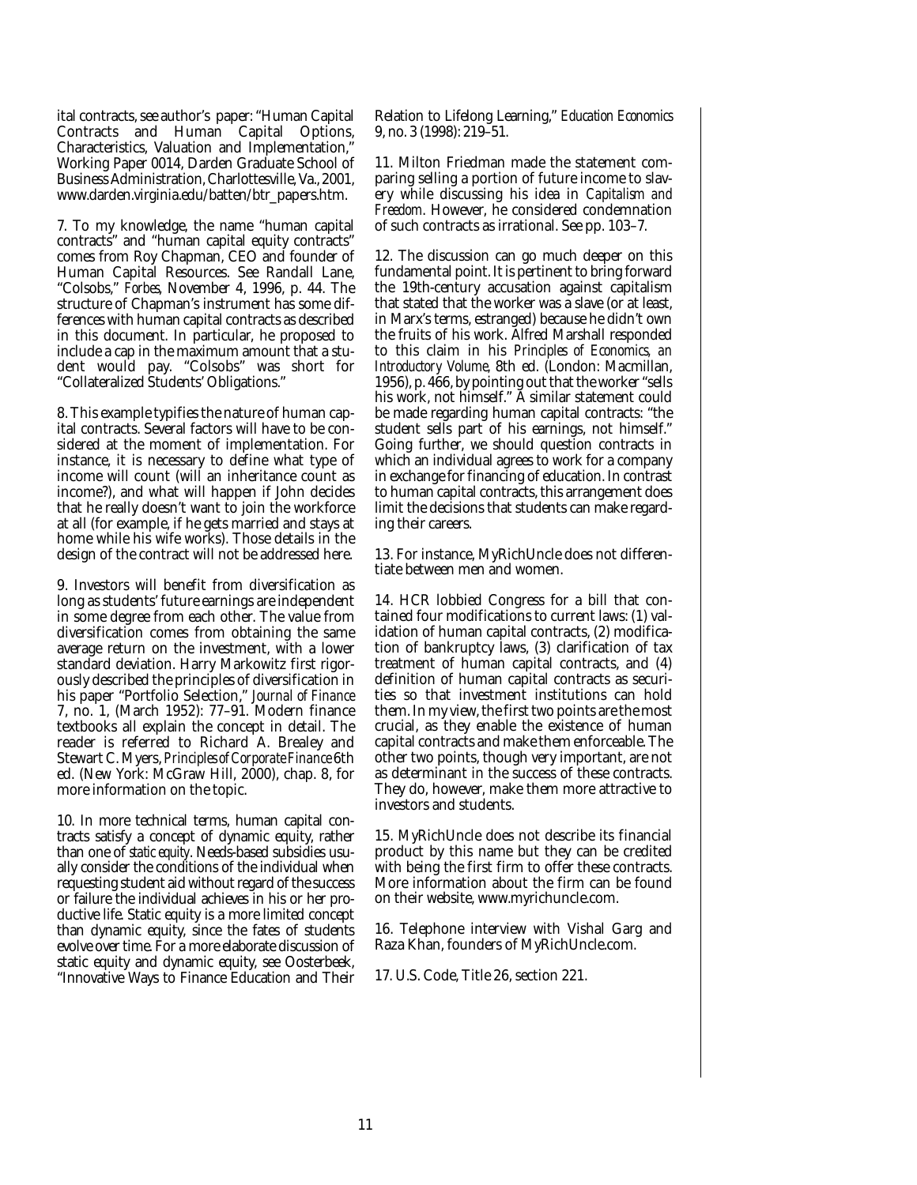ital contracts, see author's paper: "Human Capital Contracts and Human Capital Options, Characteristics, Valuation and Implementation," Working Paper 0014, Darden Graduate School of Business Administration, Charlottesville, Va., 2001, www.darden.virginia.edu/batten/btr_papers.htm.

7. To my knowledge, the name "human capital contracts" and "human capital equity contracts" comes from Roy Chapman, CEO and founder of Human Capital Resources. See Randall Lane, "Colsobs," *Forbes*, November 4, 1996, p. 44. The structure of Chapman's instrument has some differences with human capital contracts as described in this document. In particular, he proposed to include a cap in the maximum amount that a student would pay. "Colsobs" was short for "Collateralized Students' Obligations."

8. This example typifies the nature of human capital contracts. Several factors will have to be considered at the moment of implementation. For instance, it is necessary to define what type of income will count (will an inheritance count as income?), and what will happen if John decides that he really doesn't want to join the workforce at all (for example, if he gets married and stays at home while his wife works). Those details in the design of the contract will not be addressed here.

9. Investors will benefit from diversification as long as students' future earnings are independent in some degree from each other. The value from diversification comes from obtaining the same average return on the investment, with a lower standard deviation. Harry Markowitz first rigorously described the principles of diversification in his paper "Portfolio Selection," *Journal of Finance* 7, no. 1, (March 1952): 77–91. Modern finance textbooks all explain the concept in detail. The reader is referred to Richard A. Brealey and Stewart C. Myers, *Principles of Corporate Finance* 6th ed. (New York: McGraw Hill, 2000), chap. 8, for more information on the topic.

10. In more technical terms, human capital contracts satisfy a concept of dynamic equity, rather than one of *static equity*. Needs-based subsidies usually consider the conditions of the individual when requesting student aid without regard of the success or failure the individual achieves in his or her productive life. Static equity is a more limited concept than dynamic equity, since the fates of students evolve over time. For a more elaborate discussion of static equity and dynamic equity, see Oosterbeek, "Innovative Ways to Finance Education and Their Relation to Lifelong Learning," *Education Economics* 9, no. 3 (1998): 219–51.

11. Milton Friedman made the statement comparing selling a portion of future income to slavery while discussing his idea in *Capitalism and Freedom*. However, he considered condemnation of such contracts as irrational. See pp. 103–7.

12. The discussion can go much deeper on this fundamental point. It is pertinent to bring forward the 19th-century accusation against capitalism that stated that the worker was a slave (or at least, in Marx's terms, estranged) because he didn't own the fruits of his work. Alfred Marshall responded to this claim in his *Principles of Economics, an Introductory Volume*, 8th ed. (London: Macmillan, 1956), p. 466, by pointing out that the worker "sells his work, not himself." A similar statement could be made regarding human capital contracts: "the student sells part of his earnings, not himself." Going further, we should question contracts in which an individual agrees to work for a company in exchange for financing of education. In contrast to human capital contracts, this arrangement does limit the decisions that students can make regarding their careers.

13. For instance, MyRichUncle does not differentiate between men and women.

14. HCR lobbied Congress for a bill that contained four modifications to current laws: (1) validation of human capital contracts, (2) modification of bankruptcy laws, (3) clarification of tax treatment of human capital contracts, and (4) definition of human capital contracts as securities so that investment institutions can hold them. In my view, the first two points are the most crucial, as they enable the existence of human capital contracts and make them enforceable. The other two points, though very important, are not as determinant in the success of these contracts. They do, however, make them more attractive to investors and students.

15. MyRichUncle does not describe its financial product by this name but they can be credited with being the first firm to offer these contracts. More information about the firm can be found on their website, www.myrichuncle.com.

16. Telephone interview with Vishal Garg and Raza Khan, founders of MyRichUncle.com.

17. U.S. Code, Title 26, section 221.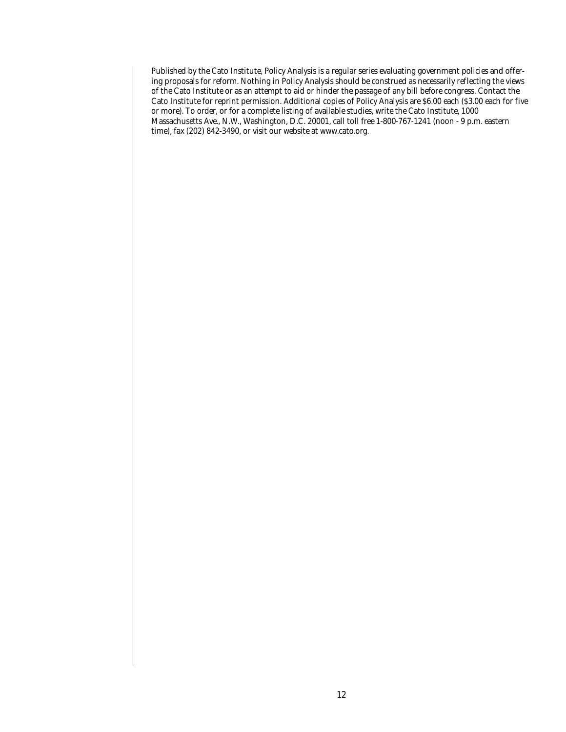Published by the Cato Institute, Policy Analysis is a regular series evaluating government policies and offering proposals for reform. Nothing in Policy Analysis should be construed as necessarily reflecting the views of the Cato Institute or as an attempt to aid or hinder the passage of any bill before congress. Contact the Cato Institute for reprint permission. Additional copies of Policy Analysis are $6.00 each ($3.00 each for five or more). To order, or for a complete listing of available studies, write the Cato Institute, 1000 Massachusetts Ave., N.W., Washington, D.C. 20001, call toll free 1-800-767-1241 (noon - 9 p.m. eastern time), fax (202) 842-3490, or visit our website at www.cato.org.